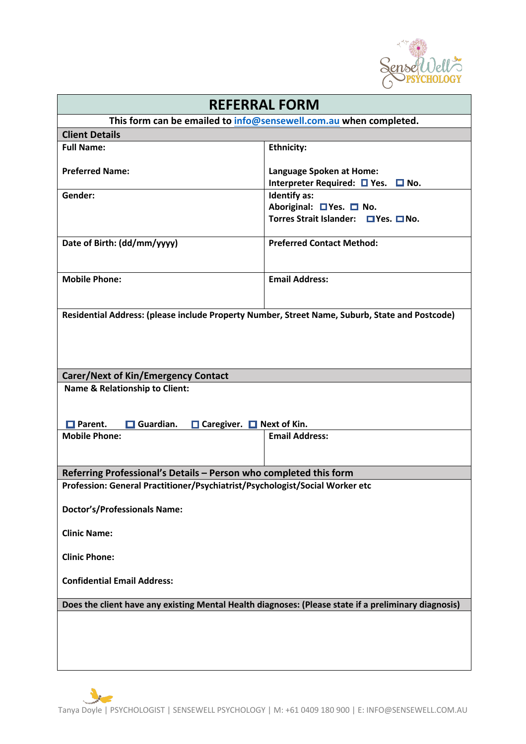# REFERRAL FORM

**This form can be emailed to info@sensewell.com.au when completed.**

## Client Details

| | |
|---|---|
| **Full Name:**<br><br>**Preferred Name:** | **Ethnicity:**<br><br>**Language Spoken at Home:**<br>**Interpreter Required:** ☐ **Yes.** ☐ **No.** |
| **Gender:** | **Identify as:**<br>**Aboriginal:** ☐ **Yes.** ☐ **No.**<br>**Torres Strait Islander:** ☐ **Yes.** ☐ **No.** |
| **Date of Birth: (dd/mm/yyyy)** | **Preferred Contact Method:** |
| **Mobile Phone:** | **Email Address:** |

**Residential Address: (please include Property Number, Street Name, Suburb, State and Postcode)**

## Carer/Next of Kin/Emergency Contact

**Name & Relationship to Client:**

☐ **Parent.** ☐ **Guardian.** ☐ **Caregiver.** ☐ **Next of Kin.**

| | |
|---|---|
| **Mobile Phone:** | **Email Address:** |

## Referring Professional's Details – Person who completed this form

**Profession: General Practitioner/Psychiatrist/Psychologist/Social Worker etc**

**Doctor's/Professionals Name:**

**Clinic Name:**

**Clinic Phone:**

**Confidential Email Address:**

## Does the client have any existing Mental Health diagnoses: (Please state if a preliminary diagnosis)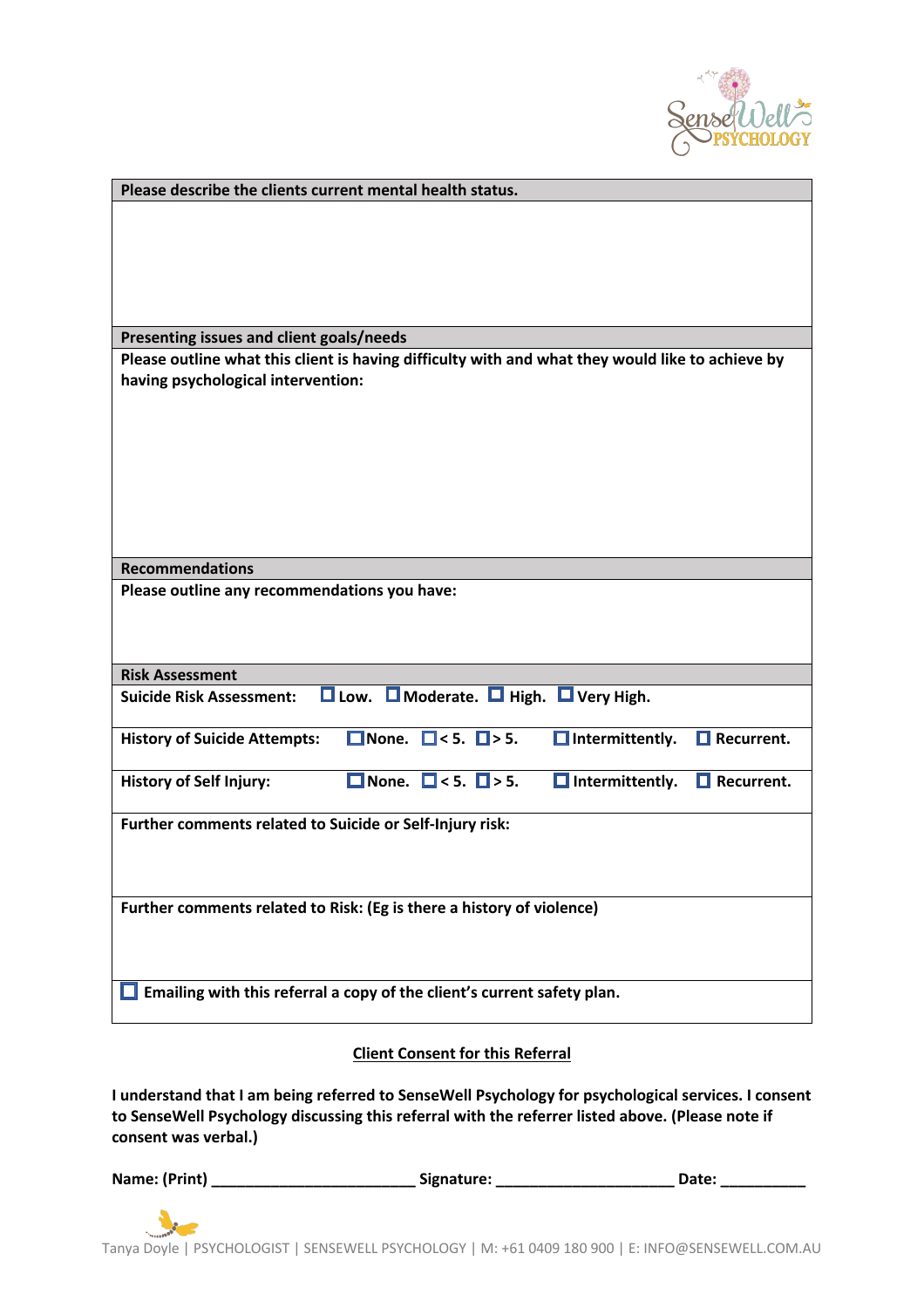**Please describe the clients current mental health status.**

**Presenting issues and client goals/needs**

**Please outline what this client is having difficulty with and what they would like to achieve by having psychological intervention:**

**Recommendations**

**Please outline any recommendations you have:**

**Risk Assessment**

| | | | | | |
|---|---|---|---|---|---|
| **Suicide Risk Assessment:** | ☐ **Low.** | ☐ **Moderate.** | ☐ **High.** | ☐ **Very High.** | |
| **History of Suicide Attempts:** | ☐ **None.** | ☐ **< 5.** | ☐ **> 5.** | ☐ **Intermittently.** | ☐ **Recurrent.** |
| **History of Self Injury:** | ☐ **None.** | ☐ **< 5.** | ☐ **> 5.** | ☐ **Intermittently.** | ☐ **Recurrent.** |

**Further comments related to Suicide or Self-Injury risk:**

**Further comments related to Risk: (Eg is there a history of violence)**

☐ **Emailing with this referral a copy of the client's current safety plan.**

**Client Consent for this Referral**

**I understand that I am being referred to SenseWell Psychology for psychological services. I consent to SenseWell Psychology discussing this referral with the referrer listed above. (Please note if consent was verbal.)**

**Name: (Print) ________________________ Signature: _____________________ Date: __________**

Tanya Doyle | PSYCHOLOGIST | SENSEWELL PSYCHOLOGY | M: +61 0409 180 900 | E: INFO@SENSEWELL.COM.AU